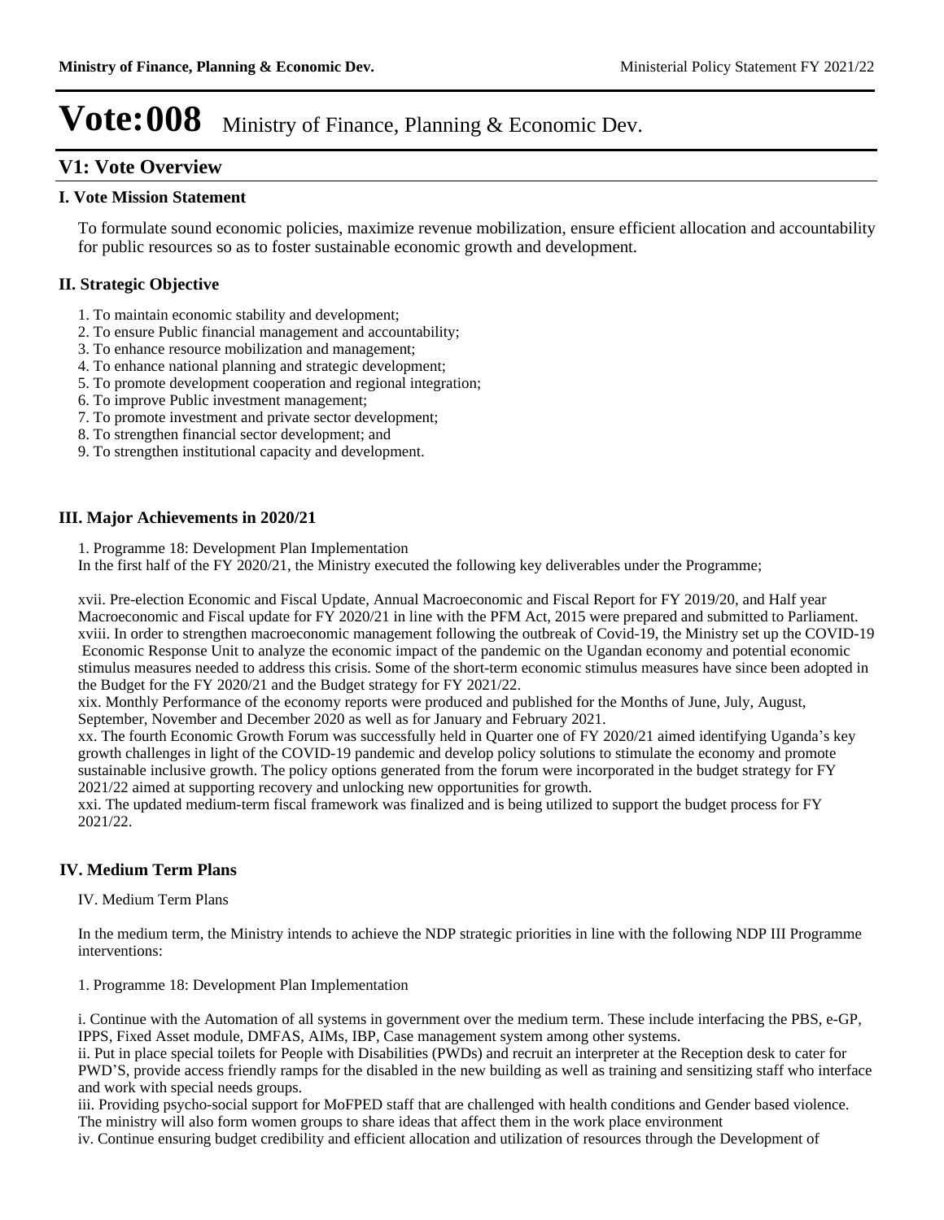# Vote:008 Ministry of Finance, Planning & Economic Dev.

## V1: Vote Overview

### I. Vote Mission Statement

To formulate sound economic policies, maximize revenue mobilization, ensure efficient allocation and accountability for public resources so as to foster sustainable economic growth and development.

### II. Strategic Objective

1. To maintain economic stability and development;
2. To ensure Public financial management and accountability;
3. To enhance resource mobilization and management;
4. To enhance national planning and strategic development;
5. To promote development cooperation and regional integration;
6. To improve Public investment management;
7. To promote investment and private sector development;
8. To strengthen financial sector development; and
9. To strengthen institutional capacity and development.

### III. Major Achievements in 2020/21

1. Programme 18: Development Plan Implementation
In the first half of the FY 2020/21, the Ministry executed the following key deliverables under the Programme;

xvii. Pre-election Economic and Fiscal Update, Annual Macroeconomic and Fiscal Report for FY 2019/20, and Half year Macroeconomic and Fiscal update for FY 2020/21 in line with the PFM Act, 2015 were prepared and submitted to Parliament.
xviii. In order to strengthen macroeconomic management following the outbreak of Covid-19, the Ministry set up the COVID-19 Economic Response Unit to analyze the economic impact of the pandemic on the Ugandan economy and potential economic stimulus measures needed to address this crisis. Some of the short-term economic stimulus measures have since been adopted in the Budget for the FY 2020/21 and the Budget strategy for FY 2021/22.
xix. Monthly Performance of the economy reports were produced and published for the Months of June, July, August, September, November and December 2020 as well as for January and February 2021.
xx. The fourth Economic Growth Forum was successfully held in Quarter one of FY 2020/21 aimed identifying Uganda's key growth challenges in light of the COVID-19 pandemic and develop policy solutions to stimulate the economy and promote sustainable inclusive growth. The policy options generated from the forum were incorporated in the budget strategy for FY 2021/22 aimed at supporting recovery and unlocking new opportunities for growth.
xxi. The updated medium-term fiscal framework was finalized and is being utilized to support the budget process for FY 2021/22.

### IV. Medium Term Plans

IV. Medium Term Plans

In the medium term, the Ministry intends to achieve the NDP strategic priorities in line with the following NDP III Programme interventions:

1. Programme 18: Development Plan Implementation

i. Continue with the Automation of all systems in government over the medium term. These include interfacing the PBS, e-GP, IPPS, Fixed Asset module, DMFAS, AIMs, IBP, Case management system among other systems.
ii. Put in place special toilets for People with Disabilities (PWDs) and recruit an interpreter at the Reception desk to cater for PWD'S, provide access friendly ramps for the disabled in the new building as well as training and sensitizing staff who interface and work with special needs groups.
iii. Providing psycho-social support for MoFPED staff that are challenged with health conditions and Gender based violence. The ministry will also form women groups to share ideas that affect them in the work place environment
iv. Continue ensuring budget credibility and efficient allocation and utilization of resources through the Development of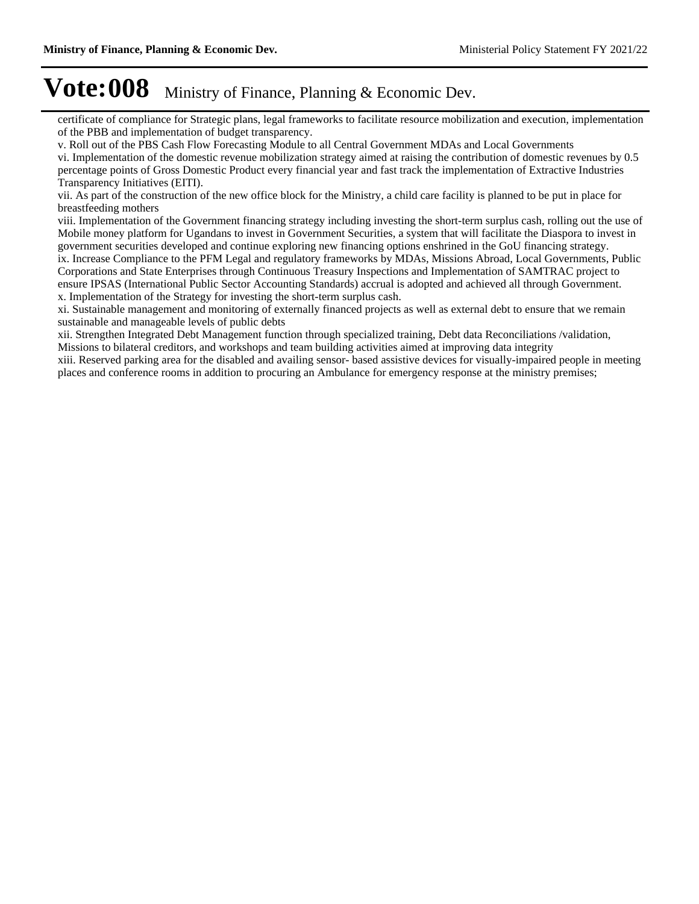# Vote:008 Ministry of Finance, Planning & Economic Dev.

certificate of compliance for Strategic plans, legal frameworks to facilitate resource mobilization and execution, implementation of the PBB and implementation of budget transparency.

v. Roll out of the PBS Cash Flow Forecasting Module to all Central Government MDAs and Local Governments

vi. Implementation of the domestic revenue mobilization strategy aimed at raising the contribution of domestic revenues by 0.5 percentage points of Gross Domestic Product every financial year and fast track the implementation of Extractive Industries Transparency Initiatives (EITI).

vii. As part of the construction of the new office block for the Ministry, a child care facility is planned to be put in place for breastfeeding mothers

viii. Implementation of the Government financing strategy including investing the short-term surplus cash, rolling out the use of Mobile money platform for Ugandans to invest in Government Securities, a system that will facilitate the Diaspora to invest in government securities developed and continue exploring new financing options enshrined in the GoU financing strategy.

ix. Increase Compliance to the PFM Legal and regulatory frameworks by MDAs, Missions Abroad, Local Governments, Public Corporations and State Enterprises through Continuous Treasury Inspections and Implementation of SAMTRAC project to ensure IPSAS (International Public Sector Accounting Standards) accrual is adopted and achieved all through Government.

x. Implementation of the Strategy for investing the short-term surplus cash.

xi. Sustainable management and monitoring of externally financed projects as well as external debt to ensure that we remain sustainable and manageable levels of public debts

xii. Strengthen Integrated Debt Management function through specialized training, Debt data Reconciliations /validation, Missions to bilateral creditors, and workshops and team building activities aimed at improving data integrity

xiii. Reserved parking area for the disabled and availing sensor- based assistive devices for visually-impaired people in meeting places and conference rooms in addition to procuring an Ambulance for emergency response at the ministry premises;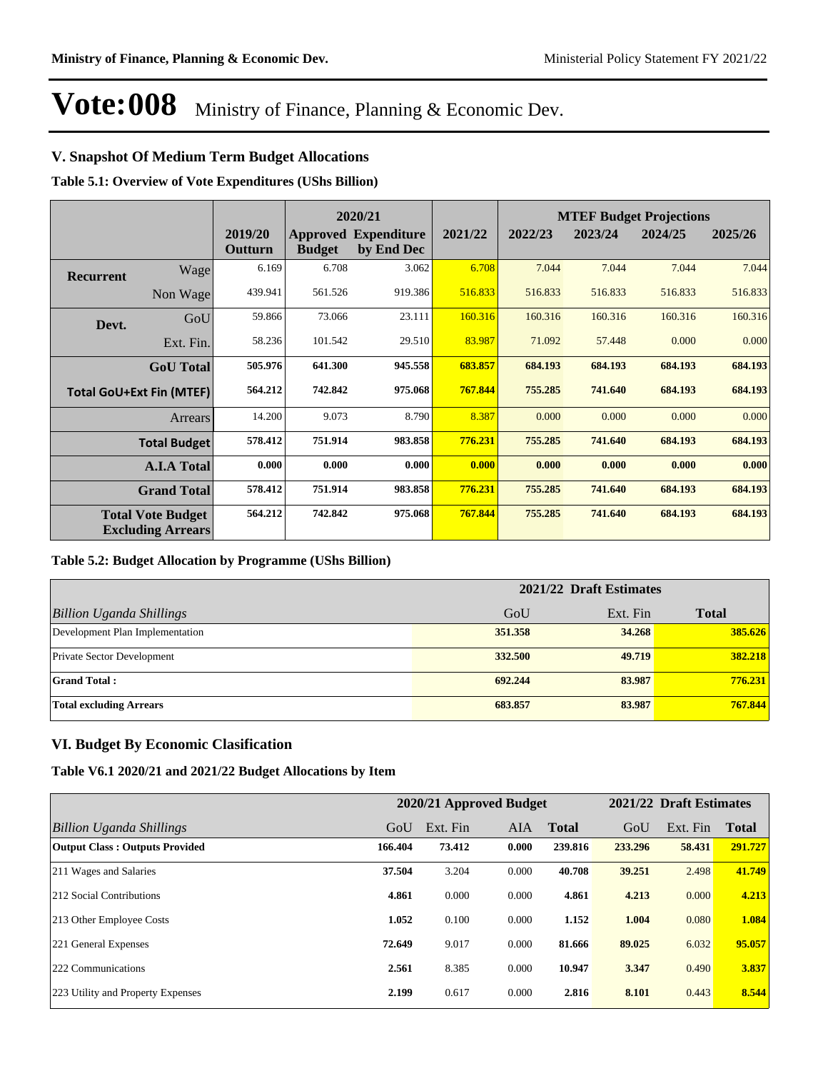# Vote:008 Ministry of Finance, Planning & Economic Dev.

## V. Snapshot Of Medium Term Budget Allocations

**Table 5.1: Overview of Vote Expenditures (UShs Billion)**

| | | | 2020/21 | | | MTEF Budget Projections | | | |
|---|---|---|---|---|---|---|---|---|---|
| | | 2019/20 Outturn | Approved Budget | Expenditure by End Dec | 2021/22 | 2022/23 | 2023/24 | 2024/25 | 2025/26 |
| Recurrent | Wage | 6.169 | 6.708 | 3.062 | 6.708 | 7.044 | 7.044 | 7.044 | 7.044 |
| | Non Wage | 439.941 | 561.526 | 919.386 | 516.833 | 516.833 | 516.833 | 516.833 | 516.833 |
| Devt. | GoU | 59.866 | 73.066 | 23.111 | 160.316 | 160.316 | 160.316 | 160.316 | 160.316 |
| | Ext. Fin. | 58.236 | 101.542 | 29.510 | 83.987 | 71.092 | 57.448 | 0.000 | 0.000 |
| | **GoU Total** | **505.976** | **641.300** | **945.558** | **683.857** | **684.193** | **684.193** | **684.193** | **684.193** |
| **Total GoU+Ext Fin (MTEF)** | | **564.212** | **742.842** | **975.068** | **767.844** | **755.285** | **741.640** | **684.193** | **684.193** |
| | Arrears | 14.200 | 9.073 | 8.790 | 8.387 | 0.000 | 0.000 | 0.000 | 0.000 |
| | **Total Budget** | **578.412** | **751.914** | **983.858** | **776.231** | **755.285** | **741.640** | **684.193** | **684.193** |
| | **A.I.A Total** | **0.000** | **0.000** | **0.000** | **0.000** | **0.000** | **0.000** | **0.000** | **0.000** |
| | **Grand Total** | **578.412** | **751.914** | **983.858** | **776.231** | **755.285** | **741.640** | **684.193** | **684.193** |
| | **Total Vote Budget Excluding Arrears** | **564.212** | **742.842** | **975.068** | **767.844** | **755.285** | **741.640** | **684.193** | **684.193** |

**Table 5.2: Budget Allocation by Programme (UShs Billion)**

| | 2021/22 Draft Estimates | | |
|---|---|---|---|
| *Billion Uganda Shillings* | GoU | Ext. Fin | **Total** |
| Development Plan Implementation | **351.358** | **34.268** | **385.626** |
| Private Sector Development | **332.500** | **49.719** | **382.218** |
| **Grand Total :** | **692.244** | **83.987** | **776.231** |
| **Total excluding Arrears** | **683.857** | **83.987** | **767.844** |

## VI. Budget By Economic Clasification

**Table V6.1 2020/21 and 2021/22 Budget Allocations by Item**

| | 2020/21 Approved Budget | | | | 2021/22 Draft Estimates | | |
|---|---|---|---|---|---|---|---|
| *Billion Uganda Shillings* | GoU | Ext. Fin | AIA | **Total** | GoU | Ext. Fin | **Total** |
| **Output Class : Outputs Provided** | **166.404** | **73.412** | **0.000** | **239.816** | **233.296** | **58.431** | **291.727** |
| 211 Wages and Salaries | **37.504** | 3.204 | 0.000 | **40.708** | **39.251** | 2.498 | **41.749** |
| 212 Social Contributions | **4.861** | 0.000 | 0.000 | **4.861** | **4.213** | 0.000 | **4.213** |
| 213 Other Employee Costs | **1.052** | 0.100 | 0.000 | **1.152** | **1.004** | 0.080 | **1.084** |
| 221 General Expenses | **72.649** | 9.017 | 0.000 | **81.666** | **89.025** | 6.032 | **95.057** |
| 222 Communications | **2.561** | 8.385 | 0.000 | **10.947** | **3.347** | 0.490 | **3.837** |
| 223 Utility and Property Expenses | **2.199** | 0.617 | 0.000 | **2.816** | **8.101** | 0.443 | **8.544** |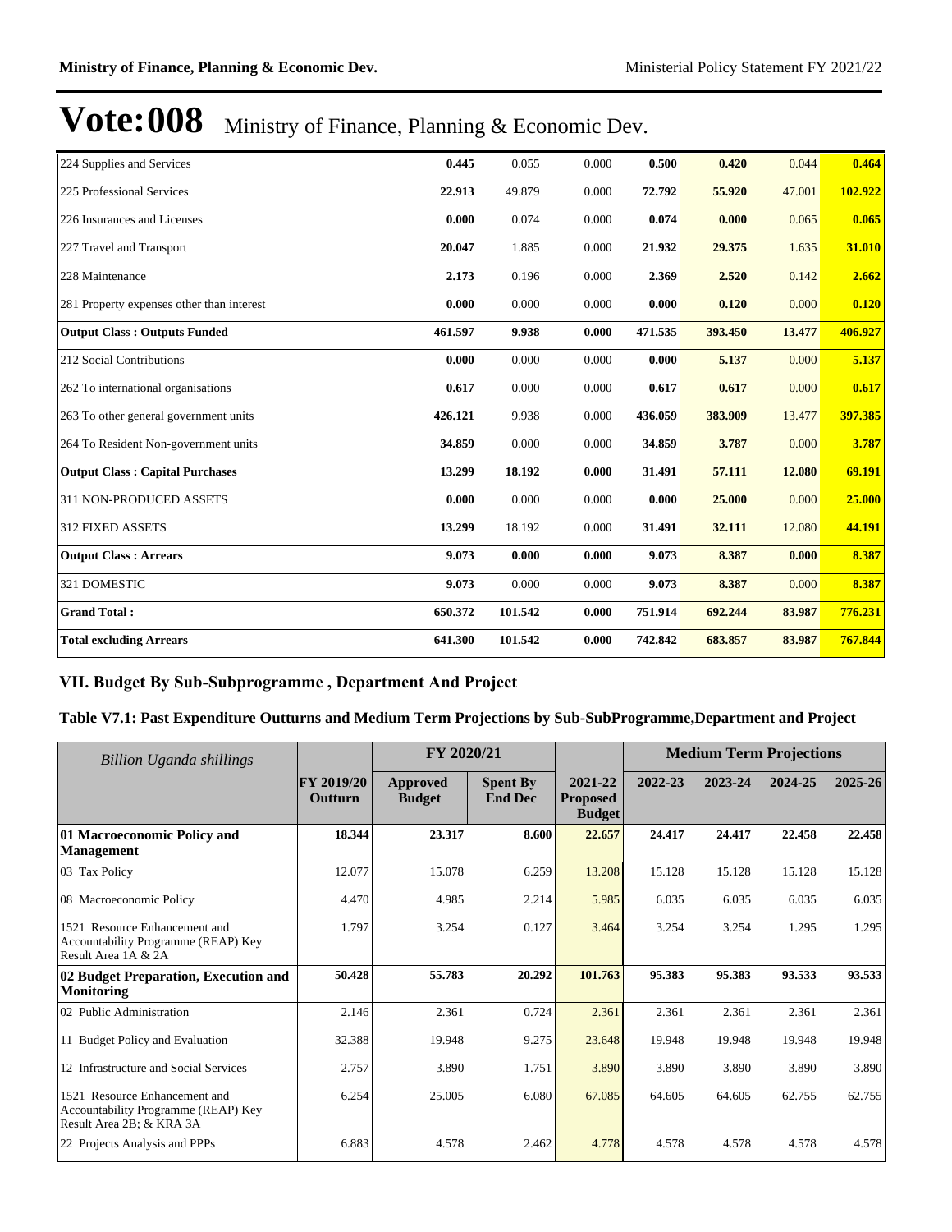# Vote:008 Ministry of Finance, Planning & Economic Dev.

| | | | | | | | |
|---|---|---|---|---|---|---|---|
| 224 Supplies and Services | **0.445** | 0.055 | 0.000 | **0.500** | **0.420** | 0.044 | **0.464** |
| 225 Professional Services | **22.913** | 49.879 | 0.000 | **72.792** | **55.920** | 47.001 | **102.922** |
| 226 Insurances and Licenses | **0.000** | 0.074 | 0.000 | **0.074** | **0.000** | 0.065 | **0.065** |
| 227 Travel and Transport | **20.047** | 1.885 | 0.000 | **21.932** | **29.375** | 1.635 | **31.010** |
| 228 Maintenance | **2.173** | 0.196 | 0.000 | **2.369** | **2.520** | 0.142 | **2.662** |
| 281 Property expenses other than interest | **0.000** | 0.000 | 0.000 | **0.000** | **0.120** | 0.000 | **0.120** |
| **Output Class : Outputs Funded** | **461.597** | **9.938** | **0.000** | **471.535** | **393.450** | **13.477** | **406.927** |
| 212 Social Contributions | **0.000** | 0.000 | 0.000 | **0.000** | **5.137** | 0.000 | **5.137** |
| 262 To international organisations | **0.617** | 0.000 | 0.000 | **0.617** | **0.617** | 0.000 | **0.617** |
| 263 To other general government units | **426.121** | 9.938 | 0.000 | **436.059** | **383.909** | 13.477 | **397.385** |
| 264 To Resident Non-government units | **34.859** | 0.000 | 0.000 | **34.859** | **3.787** | 0.000 | **3.787** |
| **Output Class : Capital Purchases** | **13.299** | **18.192** | **0.000** | **31.491** | **57.111** | **12.080** | **69.191** |
| 311 NON-PRODUCED ASSETS | **0.000** | 0.000 | 0.000 | **0.000** | **25.000** | 0.000 | **25.000** |
| 312 FIXED ASSETS | **13.299** | 18.192 | 0.000 | **31.491** | **32.111** | 12.080 | **44.191** |
| **Output Class : Arrears** | **9.073** | **0.000** | **0.000** | **9.073** | **8.387** | **0.000** | **8.387** |
| 321 DOMESTIC | **9.073** | 0.000 | 0.000 | **9.073** | **8.387** | 0.000 | **8.387** |
| **Grand Total :** | **650.372** | **101.542** | **0.000** | **751.914** | **692.244** | **83.987** | **776.231** |
| **Total excluding Arrears** | **641.300** | **101.542** | **0.000** | **742.842** | **683.857** | **83.987** | **767.844** |

## VII. Budget By Sub-Subprogramme , Department And Project

### Table V7.1: Past Expenditure Outturns and Medium Term Projections by Sub-SubProgramme,Department and Project

| *Billion Uganda shillings* | | FY 2020/21 | | | Medium Term Projections | | | |
|---|---|---|---|---|---|---|---|---|
| | FY 2019/20 Outturn | Approved Budget | Spent By End Dec | 2021-22 Proposed Budget | 2022-23 | 2023-24 | 2024-25 | 2025-26 |
| **01 Macroeconomic Policy and Management** | **18.344** | **23.317** | **8.600** | **22.657** | **24.417** | **24.417** | **22.458** | **22.458** |
| 03 Tax Policy | 12.077 | 15.078 | 6.259 | 13.208 | 15.128 | 15.128 | 15.128 | 15.128 |
| 08 Macroeconomic Policy | 4.470 | 4.985 | 2.214 | 5.985 | 6.035 | 6.035 | 6.035 | 6.035 |
| 1521 Resource Enhancement and Accountability Programme (REAP) Key Result Area 1A & 2A | 1.797 | 3.254 | 0.127 | 3.464 | 3.254 | 3.254 | 1.295 | 1.295 |
| **02 Budget Preparation, Execution and Monitoring** | **50.428** | **55.783** | **20.292** | **101.763** | **95.383** | **95.383** | **93.533** | **93.533** |
| 02 Public Administration | 2.146 | 2.361 | 0.724 | 2.361 | 2.361 | 2.361 | 2.361 | 2.361 |
| 11 Budget Policy and Evaluation | 32.388 | 19.948 | 9.275 | 23.648 | 19.948 | 19.948 | 19.948 | 19.948 |
| 12 Infrastructure and Social Services | 2.757 | 3.890 | 1.751 | 3.890 | 3.890 | 3.890 | 3.890 | 3.890 |
| 1521 Resource Enhancement and Accountability Programme (REAP) Key Result Area 2B; & KRA 3A | 6.254 | 25.005 | 6.080 | 67.085 | 64.605 | 64.605 | 62.755 | 62.755 |
| 22 Projects Analysis and PPPs | 6.883 | 4.578 | 2.462 | 4.778 | 4.578 | 4.578 | 4.578 | 4.578 |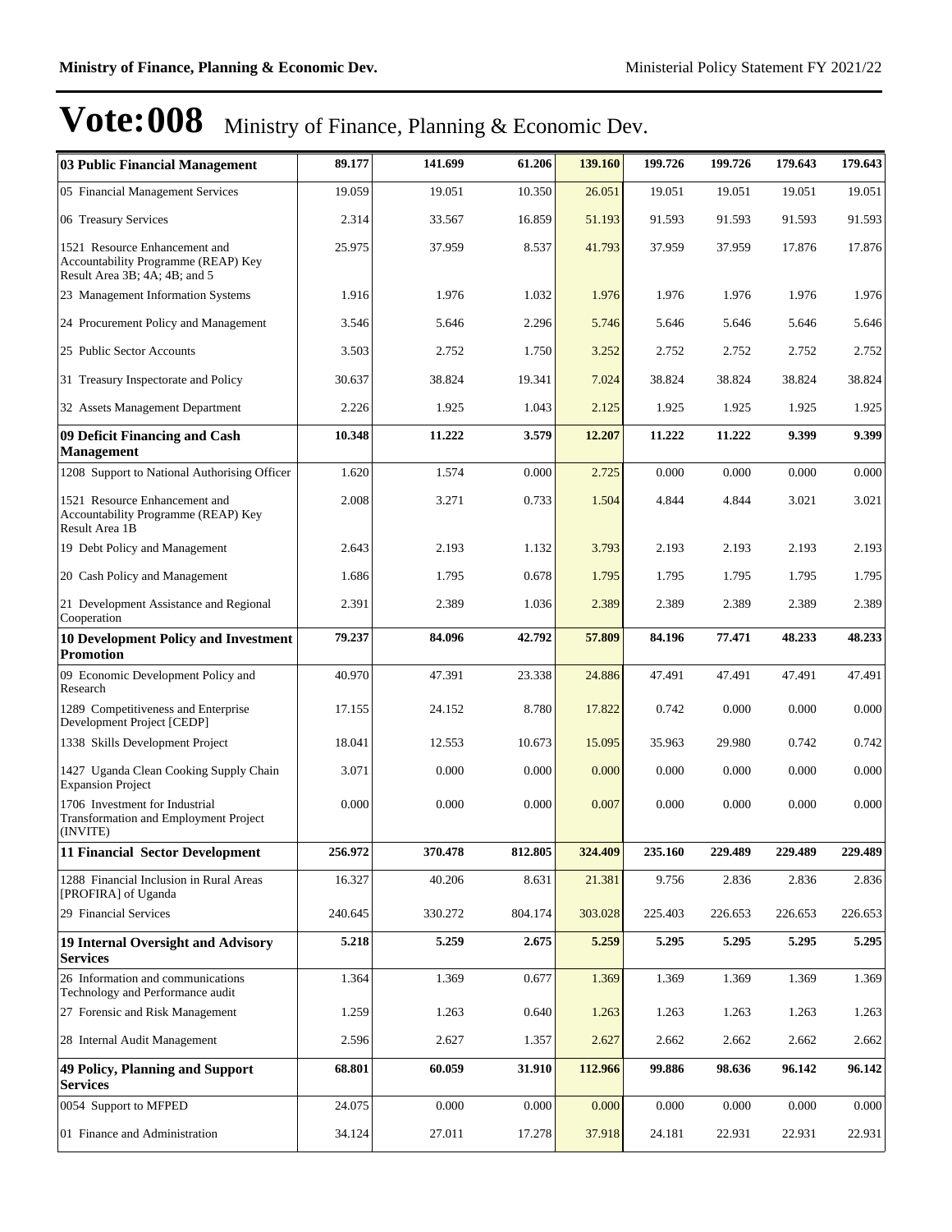# Vote:008 Ministry of Finance, Planning & Economic Dev.

| | | | | | | | | |
|---|---|---|---|---|---|---|---|---|
| **03 Public Financial Management** | **89.177** | **141.699** | **61.206** | **139.160** | **199.726** | **199.726** | **179.643** | **179.643** |
| 05 Financial Management Services | 19.059 | 19.051 | 10.350 | 26.051 | 19.051 | 19.051 | 19.051 | 19.051 |
| 06 Treasury Services | 2.314 | 33.567 | 16.859 | 51.193 | 91.593 | 91.593 | 91.593 | 91.593 |
| 1521 Resource Enhancement and Accountability Programme (REAP) Key Result Area 3B; 4A; 4B; and 5 | 25.975 | 37.959 | 8.537 | 41.793 | 37.959 | 37.959 | 17.876 | 17.876 |
| 23 Management Information Systems | 1.916 | 1.976 | 1.032 | 1.976 | 1.976 | 1.976 | 1.976 | 1.976 |
| 24 Procurement Policy and Management | 3.546 | 5.646 | 2.296 | 5.746 | 5.646 | 5.646 | 5.646 | 5.646 |
| 25 Public Sector Accounts | 3.503 | 2.752 | 1.750 | 3.252 | 2.752 | 2.752 | 2.752 | 2.752 |
| 31 Treasury Inspectorate and Policy | 30.637 | 38.824 | 19.341 | 7.024 | 38.824 | 38.824 | 38.824 | 38.824 |
| 32 Assets Management Department | 2.226 | 1.925 | 1.043 | 2.125 | 1.925 | 1.925 | 1.925 | 1.925 |
| **09 Deficit Financing and Cash Management** | **10.348** | **11.222** | **3.579** | **12.207** | **11.222** | **11.222** | **9.399** | **9.399** |
| 1208 Support to National Authorising Officer | 1.620 | 1.574 | 0.000 | 2.725 | 0.000 | 0.000 | 0.000 | 0.000 |
| 1521 Resource Enhancement and Accountability Programme (REAP) Key Result Area 1B | 2.008 | 3.271 | 0.733 | 1.504 | 4.844 | 4.844 | 3.021 | 3.021 |
| 19 Debt Policy and Management | 2.643 | 2.193 | 1.132 | 3.793 | 2.193 | 2.193 | 2.193 | 2.193 |
| 20 Cash Policy and Management | 1.686 | 1.795 | 0.678 | 1.795 | 1.795 | 1.795 | 1.795 | 1.795 |
| 21 Development Assistance and Regional Cooperation | 2.391 | 2.389 | 1.036 | 2.389 | 2.389 | 2.389 | 2.389 | 2.389 |
| **10 Development Policy and Investment Promotion** | **79.237** | **84.096** | **42.792** | **57.809** | **84.196** | **77.471** | **48.233** | **48.233** |
| 09 Economic Development Policy and Research | 40.970 | 47.391 | 23.338 | 24.886 | 47.491 | 47.491 | 47.491 | 47.491 |
| 1289 Competitiveness and Enterprise Development Project [CEDP] | 17.155 | 24.152 | 8.780 | 17.822 | 0.742 | 0.000 | 0.000 | 0.000 |
| 1338 Skills Development Project | 18.041 | 12.553 | 10.673 | 15.095 | 35.963 | 29.980 | 0.742 | 0.742 |
| 1427 Uganda Clean Cooking Supply Chain Expansion Project | 3.071 | 0.000 | 0.000 | 0.000 | 0.000 | 0.000 | 0.000 | 0.000 |
| 1706 Investment for Industrial Transformation and Employment Project (INVITE) | 0.000 | 0.000 | 0.000 | 0.007 | 0.000 | 0.000 | 0.000 | 0.000 |
| **11 Financial Sector Development** | **256.972** | **370.478** | **812.805** | **324.409** | **235.160** | **229.489** | **229.489** | **229.489** |
| 1288 Financial Inclusion in Rural Areas [PROFIRA] of Uganda | 16.327 | 40.206 | 8.631 | 21.381 | 9.756 | 2.836 | 2.836 | 2.836 |
| 29 Financial Services | 240.645 | 330.272 | 804.174 | 303.028 | 225.403 | 226.653 | 226.653 | 226.653 |
| **19 Internal Oversight and Advisory Services** | **5.218** | **5.259** | **2.675** | **5.259** | **5.295** | **5.295** | **5.295** | **5.295** |
| 26 Information and communications Technology and Performance audit | 1.364 | 1.369 | 0.677 | 1.369 | 1.369 | 1.369 | 1.369 | 1.369 |
| 27 Forensic and Risk Management | 1.259 | 1.263 | 0.640 | 1.263 | 1.263 | 1.263 | 1.263 | 1.263 |
| 28 Internal Audit Management | 2.596 | 2.627 | 1.357 | 2.627 | 2.662 | 2.662 | 2.662 | 2.662 |
| **49 Policy, Planning and Support Services** | **68.801** | **60.059** | **31.910** | **112.966** | **99.886** | **98.636** | **96.142** | **96.142** |
| 0054 Support to MFPED | 24.075 | 0.000 | 0.000 | 0.000 | 0.000 | 0.000 | 0.000 | 0.000 |
| 01 Finance and Administration | 34.124 | 27.011 | 17.278 | 37.918 | 24.181 | 22.931 | 22.931 | 22.931 |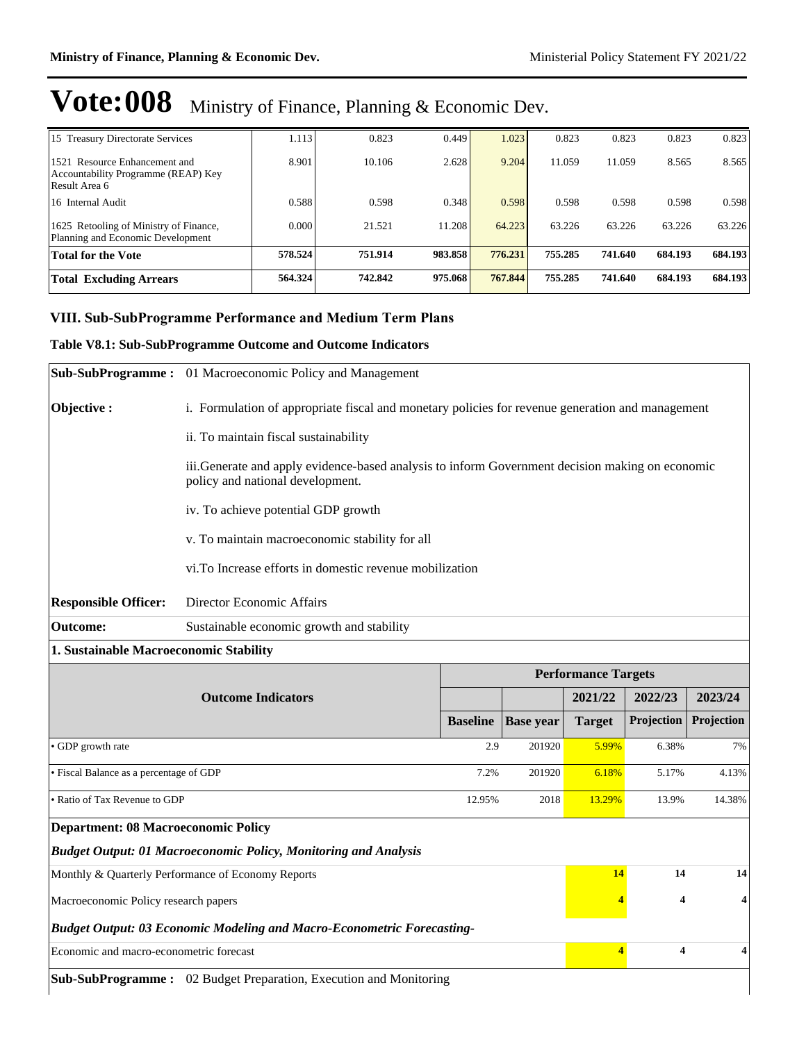# Vote:008 Ministry of Finance, Planning & Economic Dev.

| | | | | | | | | |
|---|---|---|---|---|---|---|---|---|
| 15 Treasury Directorate Services | 1.113 | 0.823 | 0.449 | 1.023 | 0.823 | 0.823 | 0.823 | 0.823 |
| 1521 Resource Enhancement and Accountability Programme (REAP) Key Result Area 6 | 8.901 | 10.106 | 2.628 | 9.204 | 11.059 | 11.059 | 8.565 | 8.565 |
| 16 Internal Audit | 0.588 | 0.598 | 0.348 | 0.598 | 0.598 | 0.598 | 0.598 | 0.598 |
| 1625 Retooling of Ministry of Finance, Planning and Economic Development | 0.000 | 21.521 | 11.208 | 64.223 | 63.226 | 63.226 | 63.226 | 63.226 |
| **Total for the Vote** | **578.524** | **751.914** | **983.858** | **776.231** | **755.285** | **741.640** | **684.193** | **684.193** |
| **Total Excluding Arrears** | **564.324** | **742.842** | **975.068** | **767.844** | **755.285** | **741.640** | **684.193** | **684.193** |

## VIII. Sub-SubProgramme Performance and Medium Term Plans

### Table V8.1: Sub-SubProgramme Outcome and Outcome Indicators

**Sub-SubProgramme :** 01 Macroeconomic Policy and Management

**Objective :**

i. Formulation of appropriate fiscal and monetary policies for revenue generation and management

ii. To maintain fiscal sustainability

iii.Generate and apply evidence-based analysis to inform Government decision making on economic policy and national development.

iv. To achieve potential GDP growth

v. To maintain macroeconomic stability for all

vi.To Increase efforts in domestic revenue mobilization

**Responsible Officer:** Director Economic Affairs

**Outcome:** Sustainable economic growth and stability

**1. Sustainable Macroeconomic Stability**

| Outcome Indicators | Performance Targets | | | | |
|---|---|---|---|---|---|
| | | | 2021/22 | 2022/23 | 2023/24 |
| | Baseline | Base year | Target | Projection | Projection |
| • GDP growth rate | 2.9 | 201920 | 5.99% | 6.38% | 7% |
| • Fiscal Balance as a percentage of GDP | 7.2% | 201920 | 6.18% | 5.17% | 4.13% |
| • Ratio of Tax Revenue to GDP | 12.95% | 2018 | 13.29% | 13.9% | 14.38% |

**Department: 08 Macroeconomic Policy**

***Budget Output: 01 Macroeconomic Policy, Monitoring and Analysis***

| | 2021/22 | 2022/23 | 2023/24 |
|---|---|---|---|
| Monthly & Quarterly Performance of Economy Reports | 14 | 14 | 14 |
| Macroeconomic Policy research papers | 4 | 4 | 4 |

***Budget Output: 03 Economic Modeling and Macro-Econometric Forecasting-***

| | 2021/22 | 2022/23 | 2023/24 |
|---|---|---|---|
| Economic and macro-econometric forecast | 4 | 4 | 4 |

**Sub-SubProgramme :** 02 Budget Preparation, Execution and Monitoring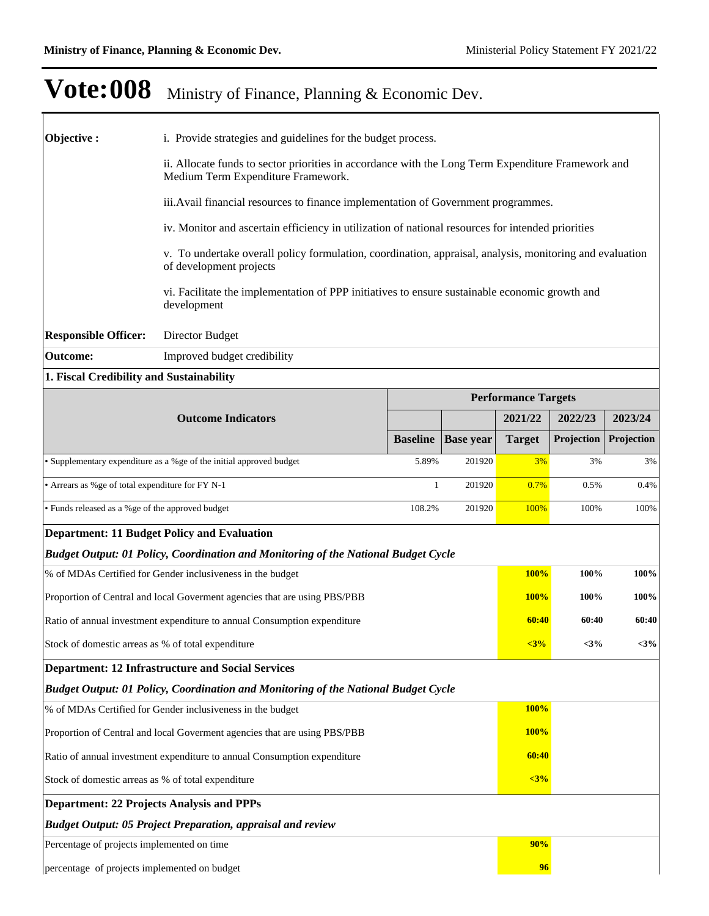# Vote:008 Ministry of Finance, Planning & Economic Dev.

**Objective :**

i. Provide strategies and guidelines for the budget process.

ii. Allocate funds to sector priorities in accordance with the Long Term Expenditure Framework and Medium Term Expenditure Framework.

iii.Avail financial resources to finance implementation of Government programmes.

iv. Monitor and ascertain efficiency in utilization of national resources for intended priorities

v. To undertake overall policy formulation, coordination, appraisal, analysis, monitoring and evaluation of development projects

vi. Facilitate the implementation of PPP initiatives to ensure sustainable economic growth and development

**Responsible Officer:** Director Budget

**Outcome:** Improved budget credibility

**1. Fiscal Credibility and Sustainability**

| Outcome Indicators | Performance Targets | | | | |
|---|---|---|---|---|---|
| | | | 2021/22 | 2022/23 | 2023/24 |
| | Baseline | Base year | Target | Projection | Projection |
| • Supplementary expenditure as a %ge of the initial approved budget | 5.89% | 201920 | 3% | 3% | 3% |
| • Arrears as %ge of total expenditure for FY N-1 | 1 | 201920 | 0.7% | 0.5% | 0.4% |
| • Funds released as a %ge of the approved budget | 108.2% | 201920 | 100% | 100% | 100% |
| **Department: 11 Budget Policy and Evaluation** | | | | | |
| ***Budget Output: 01 Policy, Coordination and Monitoring of the National Budget Cycle*** | | | | | |
| % of MDAs Certified for Gender inclusiveness in the budget | | | **100%** | **100%** | **100%** |
| Proportion of Central and local Goverment agencies that are using PBS/PBB | | | **100%** | **100%** | **100%** |
| Ratio of annual investment expenditure to annual Consumption expenditure | | | **60:40** | **60:40** | **60:40** |
| Stock of domestic arreas as % of total expenditure | | | **<3%** | **<3%** | **<3%** |
| **Department: 12 Infrastructure and Social Services** | | | | | |
| ***Budget Output: 01 Policy, Coordination and Monitoring of the National Budget Cycle*** | | | | | |
| % of MDAs Certified for Gender inclusiveness in the budget | | | **100%** | | |
| Proportion of Central and local Goverment agencies that are using PBS/PBB | | | **100%** | | |
| Ratio of annual investment expenditure to annual Consumption expenditure | | | **60:40** | | |
| Stock of domestic arreas as % of total expenditure | | | **<3%** | | |
| **Department: 22 Projects Analysis and PPPs** | | | | | |
| ***Budget Output: 05 Project Preparation, appraisal and review*** | | | | | |
| Percentage of projects implemented on time | | | **90%** | | |
| percentage of projects implemented on budget | | | **96** | | |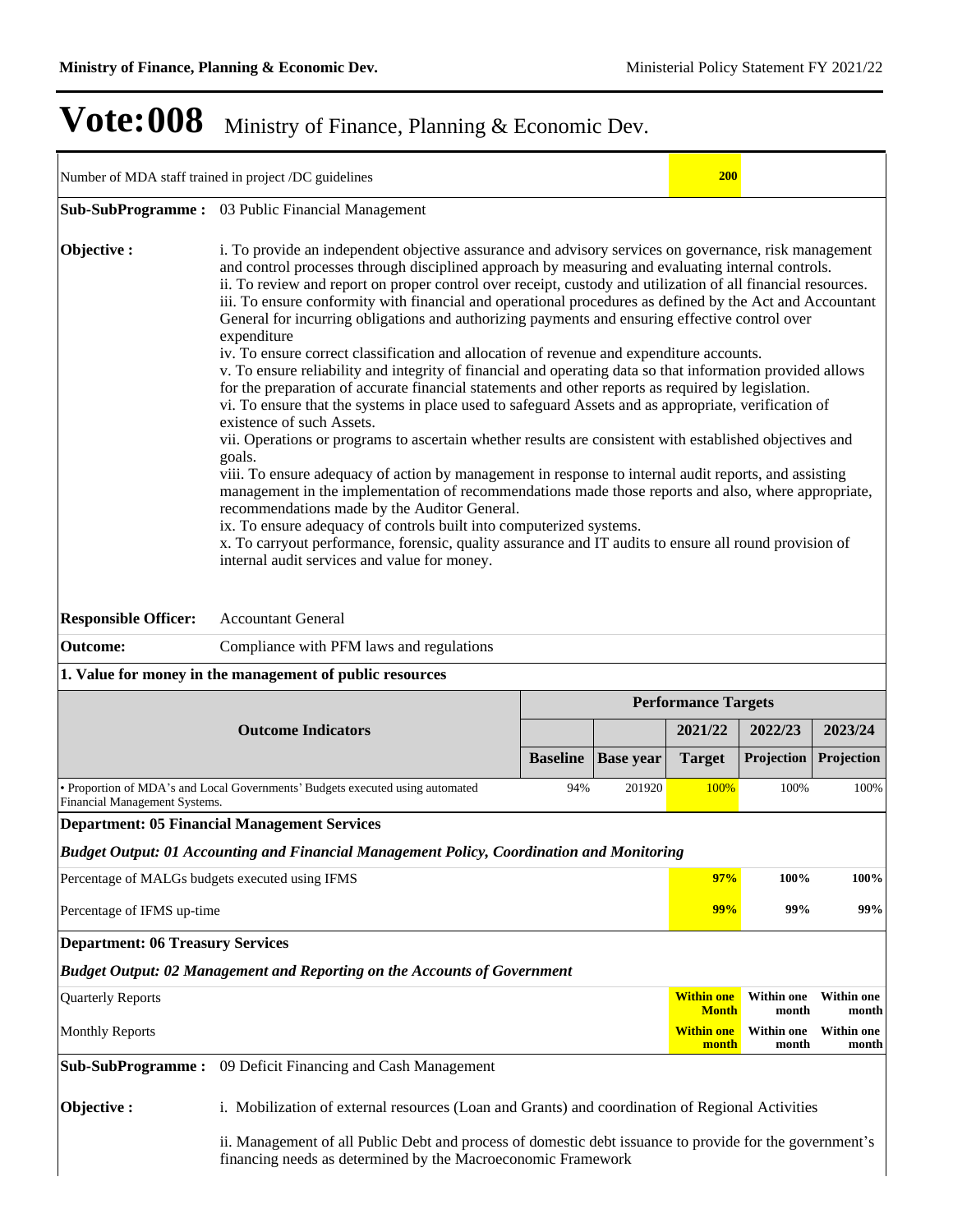# Vote:008 Ministry of Finance, Planning & Economic Dev.

| Number of MDA staff trained in project /DC guidelines | | | **200** | | |
|---|---|---|---|---|---|

**Sub-SubProgramme :** 03 Public Financial Management

**Objective :**

i. To provide an independent objective assurance and advisory services on governance, risk management and control processes through disciplined approach by measuring and evaluating internal controls.
ii. To review and report on proper control over receipt, custody and utilization of all financial resources.
iii. To ensure conformity with financial and operational procedures as defined by the Act and Accountant General for incurring obligations and authorizing payments and ensuring effective control over expenditure
iv. To ensure correct classification and allocation of revenue and expenditure accounts.
v. To ensure reliability and integrity of financial and operating data so that information provided allows for the preparation of accurate financial statements and other reports as required by legislation.
vi. To ensure that the systems in place used to safeguard Assets and as appropriate, verification of existence of such Assets.
vii. Operations or programs to ascertain whether results are consistent with established objectives and goals.
viii. To ensure adequacy of action by management in response to internal audit reports, and assisting management in the implementation of recommendations made those reports and also, where appropriate, recommendations made by the Auditor General.
ix. To ensure adequacy of controls built into computerized systems.
x. To carryout performance, forensic, quality assurance and IT audits to ensure all round provision of internal audit services and value for money.

**Responsible Officer:** Accountant General

**Outcome:** Compliance with PFM laws and regulations

**1. Value for money in the management of public resources**

| Outcome Indicators | Performance Targets | | | | |
|---|---|---|---|---|---|
| | | | 2021/22 | 2022/23 | 2023/24 |
| | **Baseline** | **Base year** | **Target** | **Projection** | **Projection** |
| • Proportion of MDA's and Local Governments' Budgets executed using automated Financial Management Systems. | 94% | 201920 | 100% | 100% | 100% |

**Department: 05 Financial Management Services**

***Budget Output: 01 Accounting and Financial Management Policy, Coordination and Monitoring***

| | 2021/22 | 2022/23 | 2023/24 |
|---|---|---|---|
| Percentage of MALGs budgets executed using IFMS | **97%** | **100%** | **100%** |
| Percentage of IFMS up-time | **99%** | **99%** | **99%** |

**Department: 06 Treasury Services**

***Budget Output: 02 Management and Reporting on the Accounts of Government***

| | 2021/22 | 2022/23 | 2023/24 |
|---|---|---|---|
| Quarterly Reports | **Within one Month** | **Within one month** | **Within one month** |
| Monthly Reports | **Within one month** | **Within one month** | **Within one month** |

**Sub-SubProgramme :** 09 Deficit Financing and Cash Management

**Objective :**

i. Mobilization of external resources (Loan and Grants) and coordination of Regional Activities

ii. Management of all Public Debt and process of domestic debt issuance to provide for the government's financing needs as determined by the Macroeconomic Framework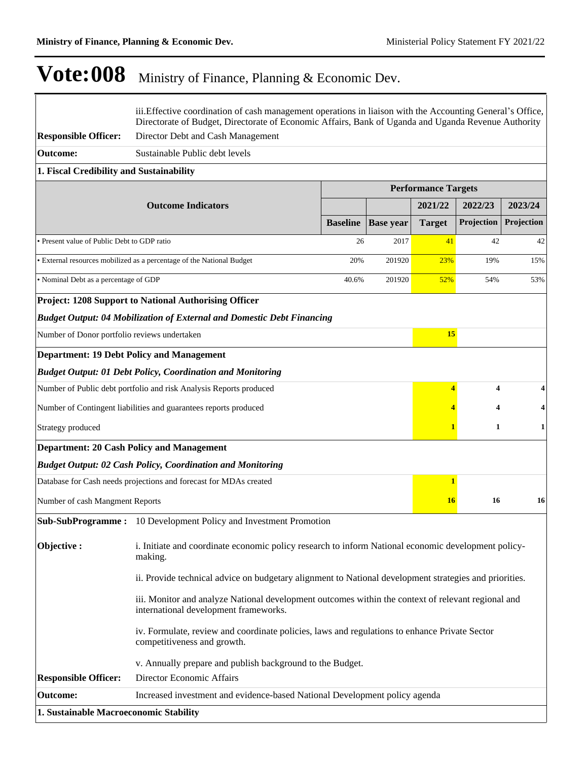# Vote:008 Ministry of Finance, Planning & Economic Dev.

| | |
|---|---|
| | iii.Effective coordination of cash management operations in liaison with the Accounting General's Office, Directorate of Budget, Directorate of Economic Affairs, Bank of Uganda and Uganda Revenue Authority |
| **Responsible Officer:** | Director Debt and Cash Management |
| **Outcome:** | Sustainable Public debt levels |

**1. Fiscal Credibility and Sustainability**

| Outcome Indicators | Baseline | Base year | 2021/22 Target | 2022/23 Projection | 2023/24 Projection |
|---|---|---|---|---|---|
| • Present value of Public Debt to GDP ratio | 26 | 2017 | 41 | 42 | 42 |
| • External resources mobilized as a percentage of the National Budget | 20% | 201920 | 23% | 19% | 15% |
| • Nominal Debt as a percentage of GDP | 40.6% | 201920 | 52% | 54% | 53% |
| **Project: 1208 Support to National Authorising Officer** | | | | | |
| ***Budget Output: 04 Mobilization of External and Domestic Debt Financing*** | | | | | |
| Number of Donor portfolio reviews undertaken | | | **15** | | |
| **Department: 19 Debt Policy and Management** | | | | | |
| ***Budget Output: 01 Debt Policy, Coordination and Monitoring*** | | | | | |
| Number of Public debt portfolio and risk Analysis Reports produced | | | **4** | **4** | **4** |
| Number of Contingent liabilities and guarantees reports produced | | | **4** | **4** | **4** |
| Strategy produced | | | **1** | **1** | **1** |
| **Department: 20 Cash Policy and Management** | | | | | |
| ***Budget Output: 02 Cash Policy, Coordination and Monitoring*** | | | | | |
| Database for Cash needs projections and forecast for MDAs created | | | **1** | | |
| Number of cash Mangment Reports | | | **16** | **16** | **16** |

| | |
|---|---|
| **Sub-SubProgramme :** | 10 Development Policy and Investment Promotion |
| **Objective :** | i. Initiate and coordinate economic policy research to inform National economic development policy-making.<br><br>ii. Provide technical advice on budgetary alignment to National development strategies and priorities.<br><br>iii. Monitor and analyze National development outcomes within the context of relevant regional and international development frameworks.<br><br>iv. Formulate, review and coordinate policies, laws and regulations to enhance Private Sector competitiveness and growth.<br><br>v. Annually prepare and publish background to the Budget. |
| **Responsible Officer:** | Director Economic Affairs |
| **Outcome:** | Increased investment and evidence-based National Development policy agenda |

**1. Sustainable Macroeconomic Stability**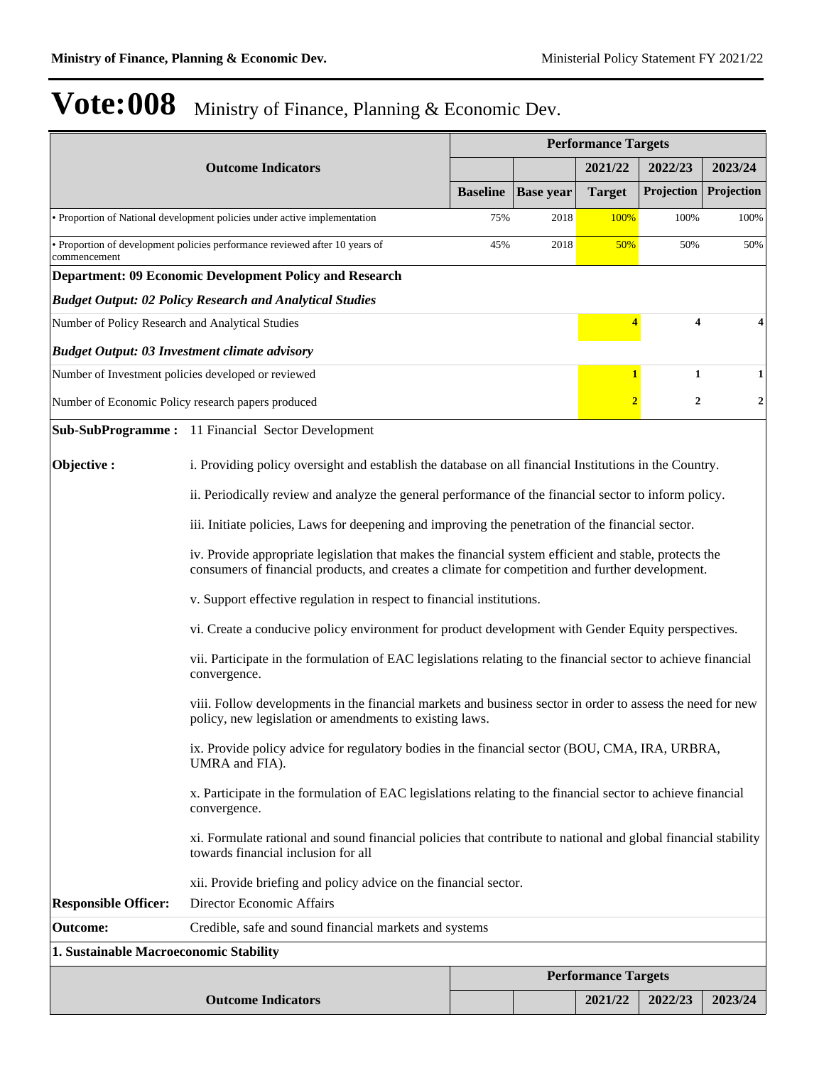# Vote:008 Ministry of Finance, Planning & Economic Dev.

| Outcome Indicators | Performance Targets | | | | |
|---|---|---|---|---|---|
| | | | 2021/22 | 2022/23 | 2023/24 |
| | Baseline | Base year | Target | Projection | Projection |
| • Proportion of National development policies under active implementation | 75% | 2018 | 100% | 100% | 100% |
| • Proportion of development policies performance reviewed after 10 years of commencement | 45% | 2018 | 50% | 50% | 50% |
| **Department: 09 Economic Development Policy and Research** | | | | | |
| ***Budget Output: 02 Policy Research and Analytical Studies*** | | | | | |
| Number of Policy Research and Analytical Studies | | | 4 | 4 | 4 |
| ***Budget Output: 03 Investment climate advisory*** | | | | | |
| Number of Investment policies developed or reviewed | | | 1 | 1 | 1 |
| Number of Economic Policy research papers produced | | | 2 | 2 | 2 |

**Sub-SubProgramme :** 11 Financial Sector Development

**Objective :**

i. Providing policy oversight and establish the database on all financial Institutions in the Country.

ii. Periodically review and analyze the general performance of the financial sector to inform policy.

iii. Initiate policies, Laws for deepening and improving the penetration of the financial sector.

iv. Provide appropriate legislation that makes the financial system efficient and stable, protects the consumers of financial products, and creates a climate for competition and further development.

v. Support effective regulation in respect to financial institutions.

vi. Create a conducive policy environment for product development with Gender Equity perspectives.

vii. Participate in the formulation of EAC legislations relating to the financial sector to achieve financial convergence.

viii. Follow developments in the financial markets and business sector in order to assess the need for new policy, new legislation or amendments to existing laws.

ix. Provide policy advice for regulatory bodies in the financial sector (BOU, CMA, IRA, URBRA, UMRA and FIA).

x. Participate in the formulation of EAC legislations relating to the financial sector to achieve financial convergence.

xi. Formulate rational and sound financial policies that contribute to national and global financial stability towards financial inclusion for all

xii. Provide briefing and policy advice on the financial sector.

**Responsible Officer:** Director Economic Affairs

**Outcome:** Credible, safe and sound financial markets and systems

**1. Sustainable Macroeconomic Stability**

| Outcome Indicators | Performance Targets | | | | |
|---|---|---|---|---|---|
| | | | 2021/22 | 2022/23 | 2023/24 |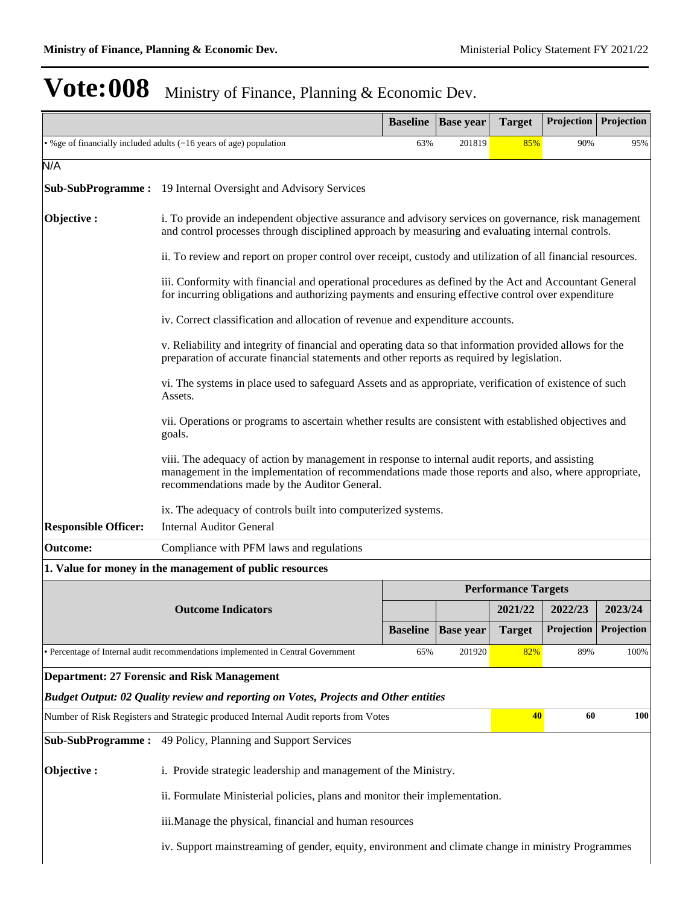# Vote:008 Ministry of Finance, Planning & Economic Dev.

| | Baseline | Base year | Target | Projection | Projection |
|---|---|---|---|---|---|
| • %ge of financially included adults (=16 years of age) population | 63% | 201819 | 85% | 90% | 95% |

N/A

**Sub-SubProgramme :** 19 Internal Oversight and Advisory Services

**Objective :**

i. To provide an independent objective assurance and advisory services on governance, risk management and control processes through disciplined approach by measuring and evaluating internal controls.

ii. To review and report on proper control over receipt, custody and utilization of all financial resources.

iii. Conformity with financial and operational procedures as defined by the Act and Accountant General for incurring obligations and authorizing payments and ensuring effective control over expenditure

iv. Correct classification and allocation of revenue and expenditure accounts.

v. Reliability and integrity of financial and operating data so that information provided allows for the preparation of accurate financial statements and other reports as required by legislation.

vi. The systems in place used to safeguard Assets and as appropriate, verification of existence of such Assets.

vii. Operations or programs to ascertain whether results are consistent with established objectives and goals.

viii. The adequacy of action by management in response to internal audit reports, and assisting management in the implementation of recommendations made those reports and also, where appropriate, recommendations made by the Auditor General.

ix. The adequacy of controls built into computerized systems.

**Responsible Officer:** Internal Auditor General

**Outcome:** Compliance with PFM laws and regulations

**1. Value for money in the management of public resources**

| Outcome Indicators | Performance Targets | | | | |
|---|---|---|---|---|---|
| | | | 2021/22 | 2022/23 | 2023/24 |
| | Baseline | Base year | Target | Projection | Projection |
| • Percentage of Internal audit recommendations implemented in Central Government | 65% | 201920 | 82% | 89% | 100% |

**Department: 27 Forensic and Risk Management**

***Budget Output: 02 Quality review and reporting on Votes, Projects and Other entities***

| | | | | | |
|---|---|---|---|---|---|
| Number of Risk Registers and Strategic produced Internal Audit reports from Votes | | | **40** | **60** | **100** |

**Sub-SubProgramme :** 49 Policy, Planning and Support Services

**Objective :**

i. Provide strategic leadership and management of the Ministry.

ii. Formulate Ministerial policies, plans and monitor their implementation.

iii.Manage the physical, financial and human resources

iv. Support mainstreaming of gender, equity, environment and climate change in ministry Programmes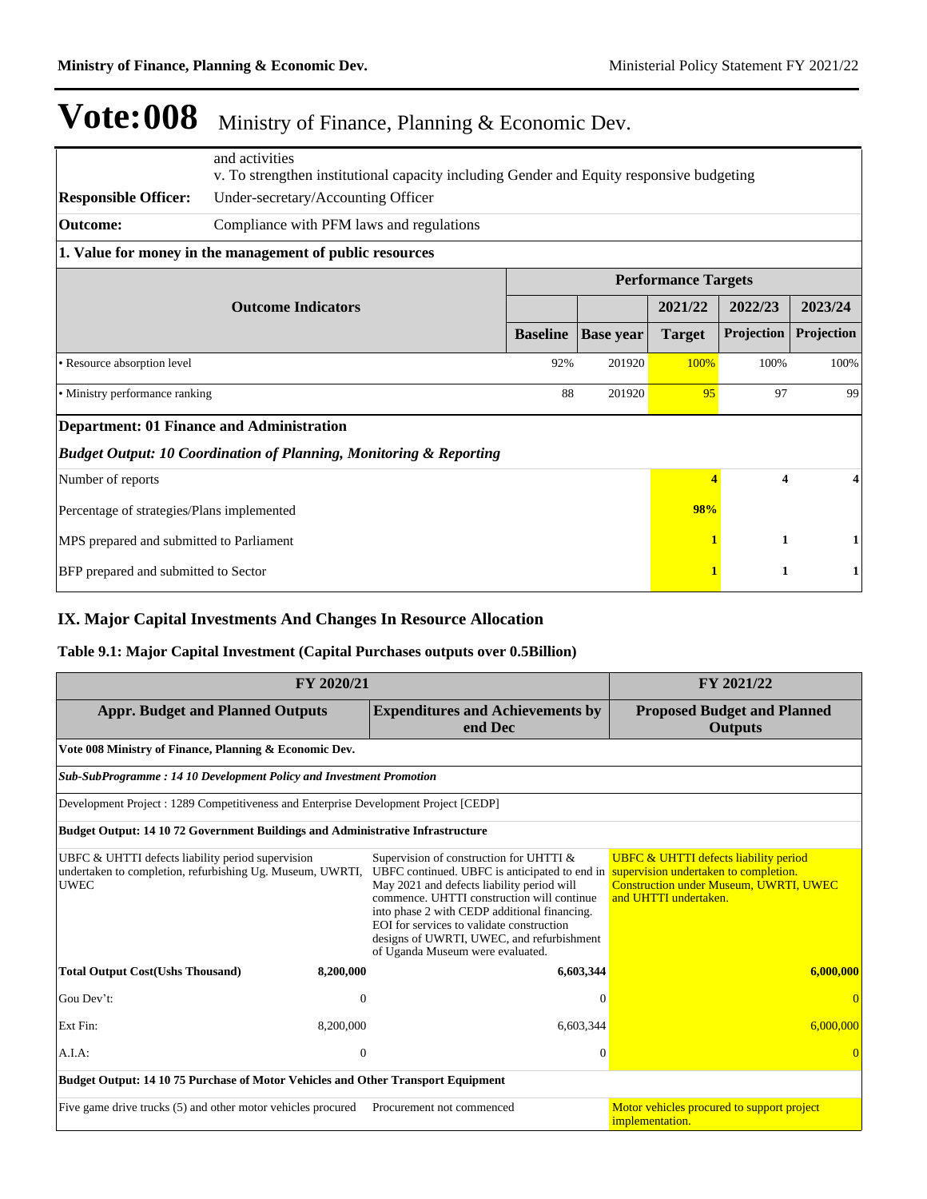# Vote:008 Ministry of Finance, Planning & Economic Dev.

| | |
|---|---|
| | and activities<br>v. To strengthen institutional capacity including Gender and Equity responsive budgeting |
| **Responsible Officer:** | Under-secretary/Accounting Officer |
| **Outcome:** | Compliance with PFM laws and regulations |

**1. Value for money in the management of public resources**

| Outcome Indicators | Performance Targets | | | | |
|---|---|---|---|---|---|
| | | | 2021/22 | 2022/23 | 2023/24 |
| | Baseline | Base year | Target | Projection | Projection |
| • Resource absorption level | 92% | 201920 | 100% | 100% | 100% |
| • Ministry performance ranking | 88 | 201920 | 95 | 97 | 99 |

**Department: 01 Finance and Administration**

***Budget Output: 10 Coordination of Planning, Monitoring & Reporting***

| | 2021/22 | 2022/23 | 2023/24 |
|---|---|---|---|
| Number of reports | **4** | **4** | **4** |
| Percentage of strategies/Plans implemented | **98%** | | |
| MPS prepared and submitted to Parliament | **1** | **1** | **1** |
| BFP prepared and submitted to Sector | **1** | **1** | **1** |

## IX. Major Capital Investments And Changes In Resource Allocation

### Table 9.1: Major Capital Investment (Capital Purchases outputs over 0.5Billion)

| FY 2020/21 | | | | FY 2021/22 |
|---|---|---|---|---|
| **Appr. Budget and Planned Outputs** | | **Expenditures and Achievements by end Dec** | | **Proposed Budget and Planned Outputs** |
| **Vote 008 Ministry of Finance, Planning & Economic Dev.** | | | | |
| ***Sub-SubProgramme : 14 10 Development Policy and Investment Promotion*** | | | | |
| Development Project : 1289 Competitiveness and Enterprise Development Project [CEDP] | | | | |
| **Budget Output: 14 10 72 Government Buildings and Administrative Infrastructure** | | | | |
| UBFC & UHTTI defects liability period supervision undertaken to completion, refurbishing Ug. Museum, UWRTI, UWEC | | Supervision of construction for UHTTI & UBFC continued. UBFC is anticipated to end in May 2021 and defects liability period will commence. UHTTI construction will continue into phase 2 with CEDP additional financing. EOI for services to validate construction designs of UWRTI, UWEC, and refurbishment of Uganda Museum were evaluated. | | UBFC & UHTTI defects liability period supervision undertaken to completion. Construction under Museum, UWRTI, UWEC and UHTTI undertaken. |
| **Total Output Cost(Ushs Thousand)** | **8,200,000** | | **6,603,344** | **6,000,000** |
| Gou Dev't: | 0 | | 0 | 0 |
| Ext Fin: | 8,200,000 | | 6,603,344 | 6,000,000 |
| A.I.A: | 0 | | 0 | 0 |
| **Budget Output: 14 10 75 Purchase of Motor Vehicles and Other Transport Equipment** | | | | |
| Five game drive trucks (5) and other motor vehicles procured | | Procurement not commenced | | Motor vehicles procured to support project implementation. |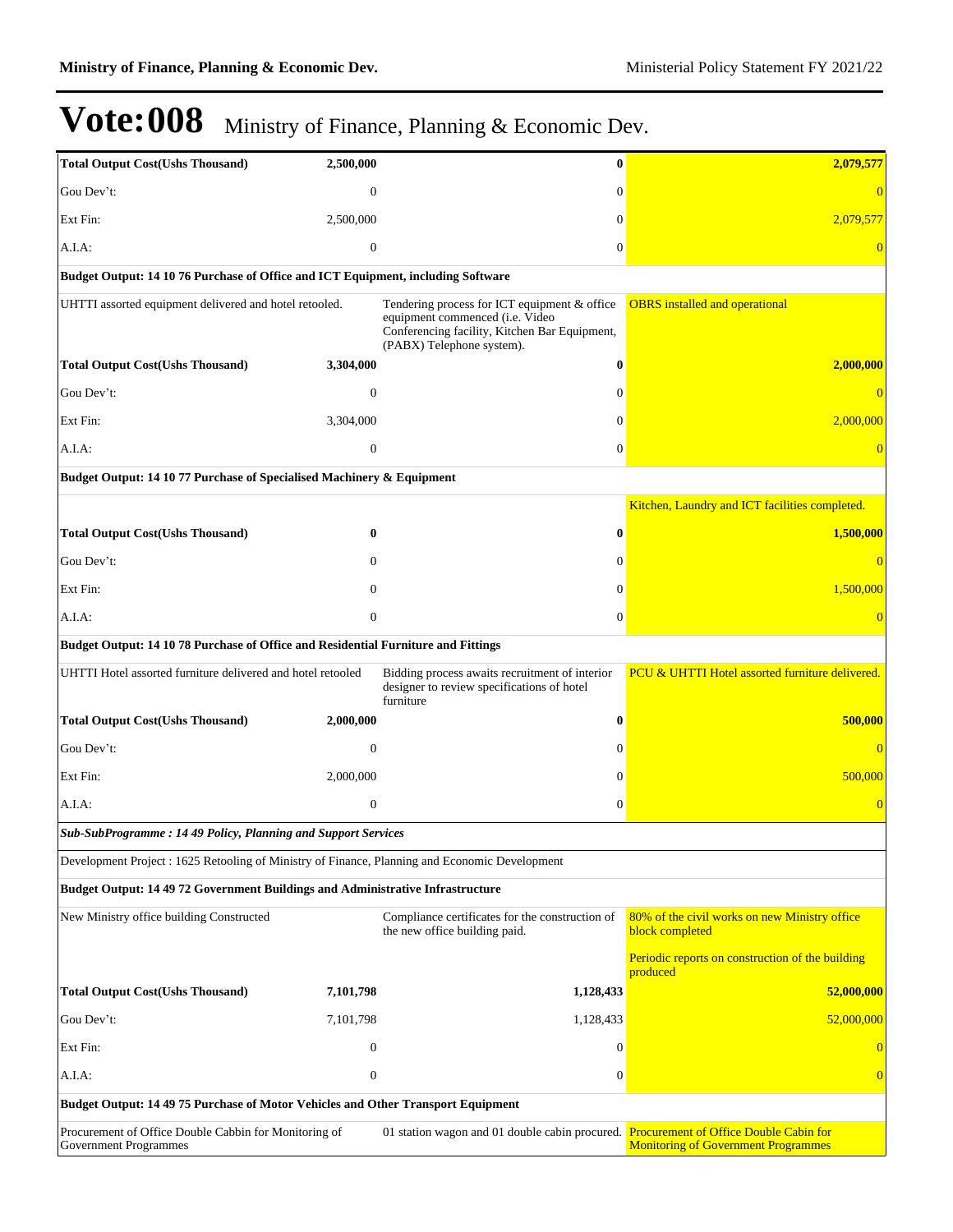# Vote:008 Ministry of Finance, Planning & Economic Dev.

| | | | |
|---|---|---|---|
| **Total Output Cost(Ushs Thousand)** | **2,500,000** | **0** | **2,079,577** |
| Gou Dev't: | 0 | 0 | 0 |
| Ext Fin: | 2,500,000 | 0 | 2,079,577 |
| A.I.A: | 0 | 0 | 0 |
| **Budget Output: 14 10 76 Purchase of Office and ICT Equipment, including Software** | | | |
| UHTTI assorted equipment delivered and hotel retooled. | | Tendering process for ICT equipment & office equipment commenced (i.e. Video Conferencing facility, Kitchen Bar Equipment, (PABX) Telephone system). | OBRS installed and operational |
| **Total Output Cost(Ushs Thousand)** | **3,304,000** | **0** | **2,000,000** |
| Gou Dev't: | 0 | 0 | 0 |
| Ext Fin: | 3,304,000 | 0 | 2,000,000 |
| A.I.A: | 0 | 0 | 0 |
| **Budget Output: 14 10 77 Purchase of Specialised Machinery & Equipment** | | | |
| | | | Kitchen, Laundry and ICT facilities completed. |
| **Total Output Cost(Ushs Thousand)** | **0** | **0** | **1,500,000** |
| Gou Dev't: | 0 | 0 | 0 |
| Ext Fin: | 0 | 0 | 1,500,000 |
| A.I.A: | 0 | 0 | 0 |
| **Budget Output: 14 10 78 Purchase of Office and Residential Furniture and Fittings** | | | |
| UHTTI Hotel assorted furniture delivered and hotel retooled | | Bidding process awaits recruitment of interior designer to review specifications of hotel furniture | PCU & UHTTI Hotel assorted furniture delivered. |
| **Total Output Cost(Ushs Thousand)** | **2,000,000** | **0** | **500,000** |
| Gou Dev't: | 0 | 0 | 0 |
| Ext Fin: | 2,000,000 | 0 | 500,000 |
| A.I.A: | 0 | 0 | 0 |
| ***Sub-SubProgramme : 14 49 Policy, Planning and Support Services*** | | | |
| Development Project : 1625 Retooling of Ministry of Finance, Planning and Economic Development | | | |
| **Budget Output: 14 49 72 Government Buildings and Administrative Infrastructure** | | | |
| New Ministry office building Constructed | | Compliance certificates for the construction of the new office building paid. | 80% of the civil works on new Ministry office block completed<br>Periodic reports on construction of the building produced |
| **Total Output Cost(Ushs Thousand)** | **7,101,798** | **1,128,433** | **52,000,000** |
| Gou Dev't: | 7,101,798 | 1,128,433 | 52,000,000 |
| Ext Fin: | 0 | 0 | 0 |
| A.I.A: | 0 | 0 | 0 |
| **Budget Output: 14 49 75 Purchase of Motor Vehicles and Other Transport Equipment** | | | |
| Procurement of Office Double Cabbin for Monitoring of Government Programmes | | 01 station wagon and 01 double cabin procured. | Procurement of Office Double Cabin for Monitoring of Government Programmes |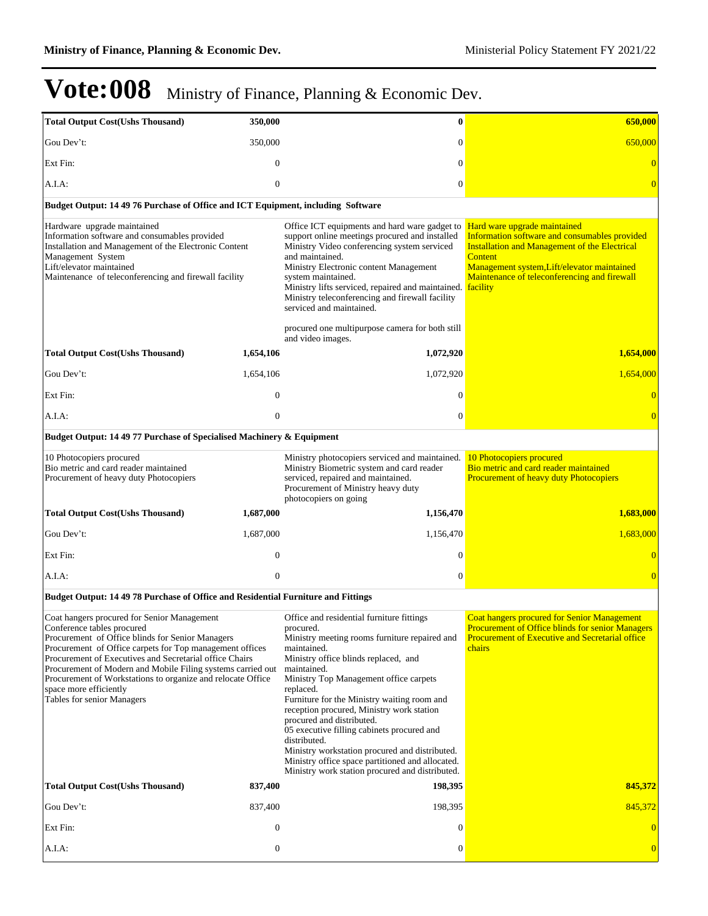# Vote:008 Ministry of Finance, Planning & Economic Dev.

| | | | |
|---|---|---|---|
| **Total Output Cost(Ushs Thousand)** | **350,000** | **0** | **650,000** |
| Gou Dev't: | 350,000 | 0 | 650,000 |
| Ext Fin: | 0 | 0 | 0 |
| A.I.A: | 0 | 0 | 0 |
| **Budget Output: 14 49 76 Purchase of Office and ICT Equipment, including Software** | | | |
| Hardware upgrade maintained<br>Information software and consumables provided<br>Installation and Management of the Electronic Content Management System<br>Lift/elevator maintained<br>Maintenance of teleconferencing and firewall facility | | Office ICT equipments and hard ware gadget to support online meetings procured and installed<br>Ministry Video conferencing system serviced and maintained.<br>Ministry Electronic content Management system maintained.<br>Ministry lifts serviced, repaired and maintained.<br>Ministry teleconferencing and firewall facility serviced and maintained.<br><br>procured one multipurpose camera for both still and video images. | Hard ware upgrade maintained<br>Information software and consumables provided<br>Installation and Management of the Electrical Content<br>Management system,Lift/elevator maintained<br>Maintenance of teleconferencing and firewall facility |
| **Total Output Cost(Ushs Thousand)** | **1,654,106** | **1,072,920** | **1,654,000** |
| Gou Dev't: | 1,654,106 | 1,072,920 | 1,654,000 |
| Ext Fin: | 0 | 0 | 0 |
| A.I.A: | 0 | 0 | 0 |
| **Budget Output: 14 49 77 Purchase of Specialised Machinery & Equipment** | | | |
| 10 Photocopiers procured<br>Bio metric and card reader maintained<br>Procurement of heavy duty Photocopiers | | Ministry photocopiers serviced and maintained.<br>Ministry Biometric system and card reader serviced, repaired and maintained.<br>Procurement of Ministry heavy duty photocopiers on going | 10 Photocopiers procured<br>Bio metric and card reader maintained<br>Procurement of heavy duty Photocopiers |
| **Total Output Cost(Ushs Thousand)** | **1,687,000** | **1,156,470** | **1,683,000** |
| Gou Dev't: | 1,687,000 | 1,156,470 | 1,683,000 |
| Ext Fin: | 0 | 0 | 0 |
| A.I.A: | 0 | 0 | 0 |
| **Budget Output: 14 49 78 Purchase of Office and Residential Furniture and Fittings** | | | |
| Coat hangers procured for Senior Management<br>Conference tables procured<br>Procurement of Office blinds for Senior Managers<br>Procurement of Office carpets for Top management offices<br>Procurement of Executives and Secretarial office Chairs<br>Procurement of Modern and Mobile Filing systems carried out<br>Procurement of Workstations to organize and relocate Office space more efficiently<br>Tables for senior Managers | | Office and residential furniture fittings procured.<br>Ministry meeting rooms furniture repaired and maintained.<br>Ministry office blinds replaced, and maintained.<br>Ministry Top Management office carpets replaced.<br>Furniture for the Ministry waiting room and reception procured, Ministry work station procured and distributed.<br>05 executive filling cabinets procured and distributed.<br>Ministry workstation procured and distributed.<br>Ministry office space partitioned and allocated.<br>Ministry work station procured and distributed. | Coat hangers procured for Senior Management<br>Procurement of Office blinds for senior Managers<br>Procurement of Executive and Secretarial office chairs |
| **Total Output Cost(Ushs Thousand)** | **837,400** | **198,395** | **845,372** |
| Gou Dev't: | 837,400 | 198,395 | 845,372 |
| Ext Fin: | 0 | 0 | 0 |
| A.I.A: | 0 | 0 | 0 |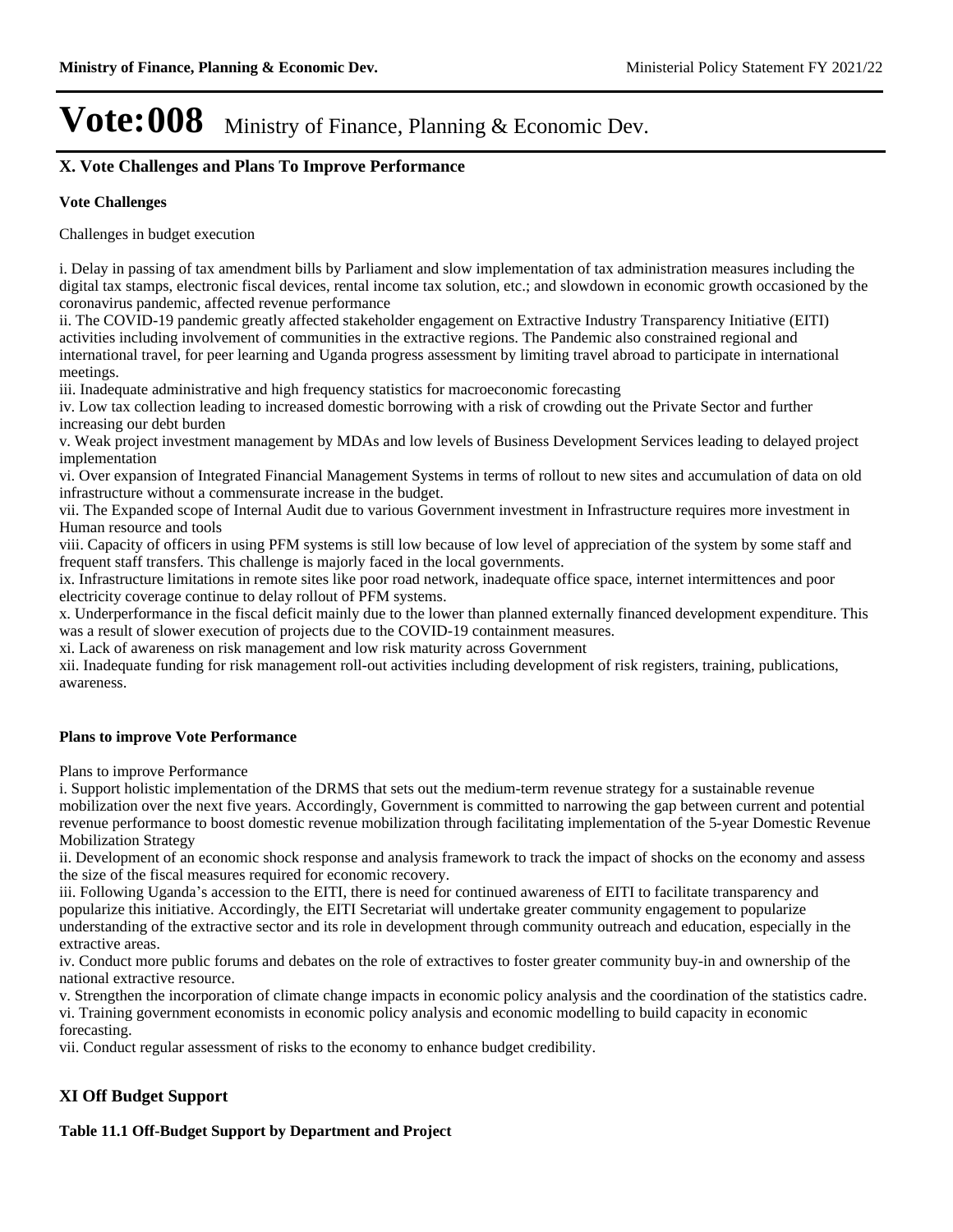# Vote:008 Ministry of Finance, Planning & Economic Dev.

## X. Vote Challenges and Plans To Improve Performance

### Vote Challenges

Challenges in budget execution

i. Delay in passing of tax amendment bills by Parliament and slow implementation of tax administration measures including the digital tax stamps, electronic fiscal devices, rental income tax solution, etc.; and slowdown in economic growth occasioned by the coronavirus pandemic, affected revenue performance
ii. The COVID-19 pandemic greatly affected stakeholder engagement on Extractive Industry Transparency Initiative (EITI) activities including involvement of communities in the extractive regions. The Pandemic also constrained regional and international travel, for peer learning and Uganda progress assessment by limiting travel abroad to participate in international meetings.
iii. Inadequate administrative and high frequency statistics for macroeconomic forecasting
iv. Low tax collection leading to increased domestic borrowing with a risk of crowding out the Private Sector and further increasing our debt burden
v. Weak project investment management by MDAs and low levels of Business Development Services leading to delayed project implementation
vi. Over expansion of Integrated Financial Management Systems in terms of rollout to new sites and accumulation of data on old infrastructure without a commensurate increase in the budget.
vii. The Expanded scope of Internal Audit due to various Government investment in Infrastructure requires more investment in Human resource and tools
viii. Capacity of officers in using PFM systems is still low because of low level of appreciation of the system by some staff and frequent staff transfers. This challenge is majorly faced in the local governments.
ix. Infrastructure limitations in remote sites like poor road network, inadequate office space, internet intermittences and poor electricity coverage continue to delay rollout of PFM systems.
x. Underperformance in the fiscal deficit mainly due to the lower than planned externally financed development expenditure. This was a result of slower execution of projects due to the COVID-19 containment measures.
xi. Lack of awareness on risk management and low risk maturity across Government
xii. Inadequate funding for risk management roll-out activities including development of risk registers, training, publications, awareness.

### Plans to improve Vote Performance

Plans to improve Performance
i. Support holistic implementation of the DRMS that sets out the medium-term revenue strategy for a sustainable revenue mobilization over the next five years. Accordingly, Government is committed to narrowing the gap between current and potential revenue performance to boost domestic revenue mobilization through facilitating implementation of the 5-year Domestic Revenue Mobilization Strategy
ii. Development of an economic shock response and analysis framework to track the impact of shocks on the economy and assess the size of the fiscal measures required for economic recovery.
iii. Following Uganda's accession to the EITI, there is need for continued awareness of EITI to facilitate transparency and popularize this initiative. Accordingly, the EITI Secretariat will undertake greater community engagement to popularize understanding of the extractive sector and its role in development through community outreach and education, especially in the extractive areas.
iv. Conduct more public forums and debates on the role of extractives to foster greater community buy-in and ownership of the national extractive resource.
v. Strengthen the incorporation of climate change impacts in economic policy analysis and the coordination of the statistics cadre.
vi. Training government economists in economic policy analysis and economic modelling to build capacity in economic forecasting.
vii. Conduct regular assessment of risks to the economy to enhance budget credibility.

## XI Off Budget Support

**Table 11.1 Off-Budget Support by Department and Project**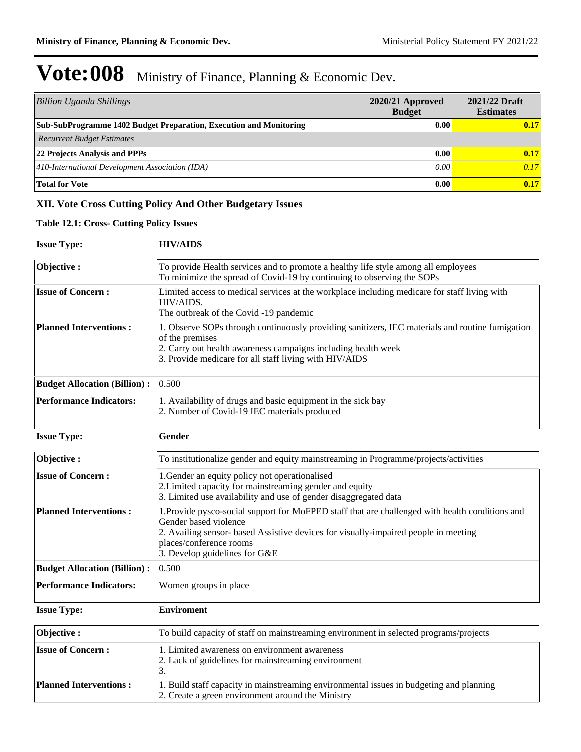# Vote:008 Ministry of Finance, Planning & Economic Dev.

| *Billion Uganda Shillings* | 2020/21 Approved Budget | 2021/22 Draft Estimates |
|---|---|---|
| **Sub-SubProgramme 1402 Budget Preparation, Execution and Monitoring** | **0.00** | **0.17** |
| *Recurrent Budget Estimates* | | |
| **22 Projects Analysis and PPPs** | **0.00** | **0.17** |
| *410-International Development Association (IDA)* | *0.00* | *0.17* |
| **Total for Vote** | **0.00** | **0.17** |

## XII. Vote Cross Cutting Policy And Other Budgetary Issues

### Table 12.1: Cross- Cutting Policy Issues

**Issue Type:** **HIV/AIDS**

| | |
|---|---|
| **Objective :** | To provide Health services and to promote a healthy life style among all employees<br>To minimize the spread of Covid-19 by continuing to observing the SOPs |
| **Issue of Concern :** | Limited access to medical services at the workplace including medicare for staff living with HIV/AIDS.<br>The outbreak of the Covid -19 pandemic |
| **Planned Interventions :** | 1. Observe SOPs through continuously providing sanitizers, IEC materials and routine fumigation of the premises<br>2. Carry out health awareness campaigns including health week<br>3. Provide medicare for all staff living with HIV/AIDS |
| **Budget Allocation (Billion) :** | 0.500 |
| **Performance Indicators:** | 1. Availability of drugs and basic equipment in the sick bay<br>2. Number of Covid-19 IEC materials produced |

**Issue Type:** **Gender**

| | |
|---|---|
| **Objective :** | To institutionalize gender and equity mainstreaming in Programme/projects/activities |
| **Issue of Concern :** | 1.Gender an equity policy not operationalised<br>2.Limited capacity for mainstreaming gender and equity<br>3. Limited use availability and use of gender disaggregated data |
| **Planned Interventions :** | 1.Provide pysco-social support for MoFPED staff that are challenged with health conditions and Gender based violence<br>2. Availing sensor- based Assistive devices for visually-impaired people in meeting places/conference rooms<br>3. Develop guidelines for G&E |
| **Budget Allocation (Billion) :** | 0.500 |
| **Performance Indicators:** | Women groups in place |

**Issue Type:** **Enviroment**

| | |
|---|---|
| **Objective :** | To build capacity of staff on mainstreaming environment in selected programs/projects |
| **Issue of Concern :** | 1. Limited awareness on environment awareness<br>2. Lack of guidelines for mainstreaming environment<br>3. |
| **Planned Interventions :** | 1. Build staff capacity in mainstreaming environmental issues in budgeting and planning<br>2. Create a green environment around the Ministry |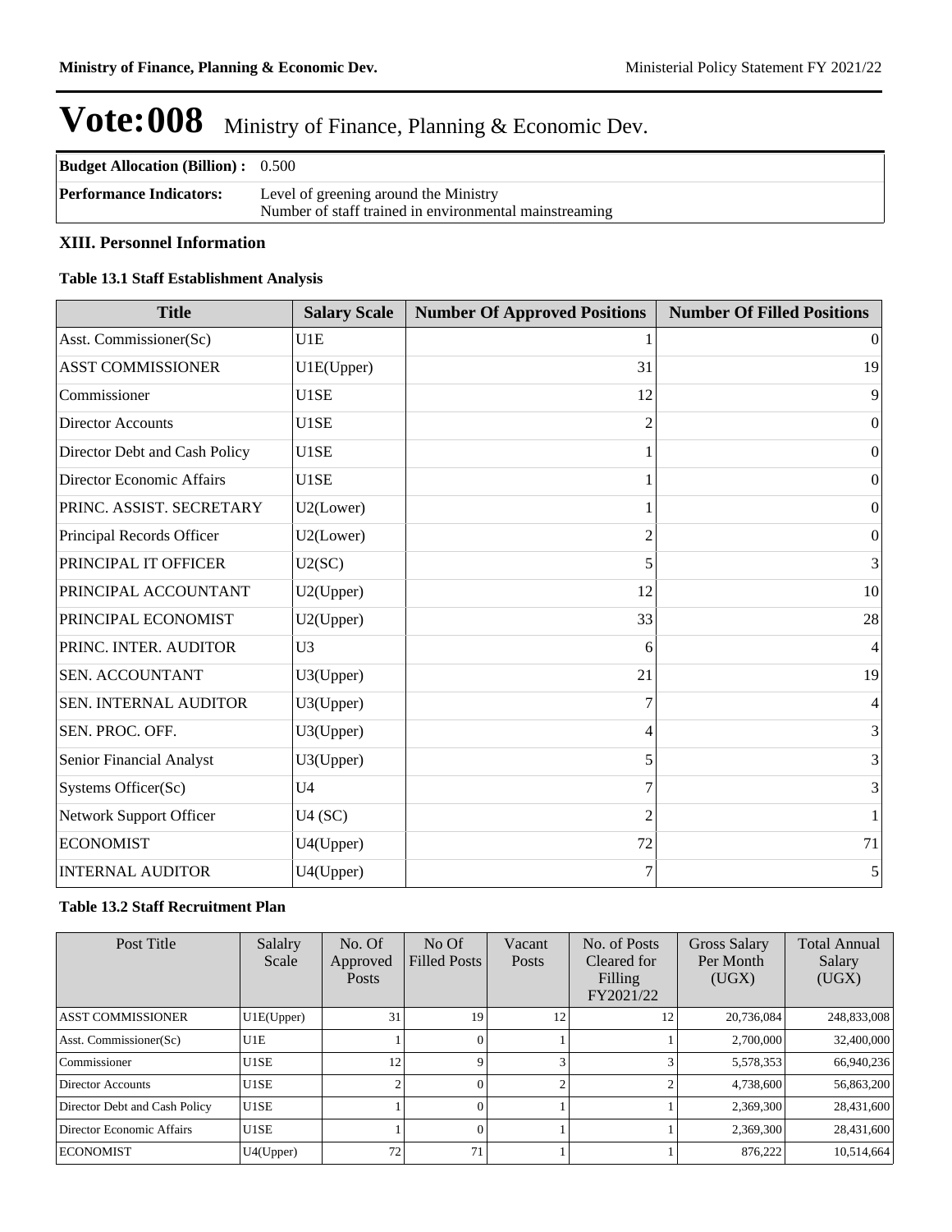# Vote:008 Ministry of Finance, Planning & Economic Dev.

| **Budget Allocation (Billion) :** | 0.500 |
|---|---|
| **Performance Indicators:** | Level of greening around the Ministry<br>Number of staff trained in environmental mainstreaming |

### XIII. Personnel Information

#### Table 13.1 Staff Establishment Analysis

| Title | Salary Scale | Number Of Approved Positions | Number Of Filled Positions |
|---|---|---|---|
| Asst. Commissioner(Sc) | U1E | 1 | 0 |
| ASST COMMISSIONER | U1E(Upper) | 31 | 19 |
| Commissioner | U1SE | 12 | 9 |
| Director Accounts | U1SE | 2 | 0 |
| Director Debt and Cash Policy | U1SE | 1 | 0 |
| Director Economic Affairs | U1SE | 1 | 0 |
| PRINC. ASSIST. SECRETARY | U2(Lower) | 1 | 0 |
| Principal Records Officer | U2(Lower) | 2 | 0 |
| PRINCIPAL IT OFFICER | U2(SC) | 5 | 3 |
| PRINCIPAL ACCOUNTANT | U2(Upper) | 12 | 10 |
| PRINCIPAL ECONOMIST | U2(Upper) | 33 | 28 |
| PRINC. INTER. AUDITOR | U3 | 6 | 4 |
| SEN. ACCOUNTANT | U3(Upper) | 21 | 19 |
| SEN. INTERNAL AUDITOR | U3(Upper) | 7 | 4 |
| SEN. PROC. OFF. | U3(Upper) | 4 | 3 |
| Senior Financial Analyst | U3(Upper) | 5 | 3 |
| Systems Officer(Sc) | U4 | 7 | 3 |
| Network Support Officer | U4 (SC) | 2 | 1 |
| ECONOMIST | U4(Upper) | 72 | 71 |
| INTERNAL AUDITOR | U4(Upper) | 7 | 5 |

#### Table 13.2 Staff Recruitment Plan

| Post Title | Salalry Scale | No. Of Approved Posts | No Of Filled Posts | Vacant Posts | No. of Posts Cleared for Filling FY2021/22 | Gross Salary Per Month (UGX) | Total Annual Salary (UGX) |
|---|---|---|---|---|---|---|---|
| ASST COMMISSIONER | U1E(Upper) | 31 | 19 | 12 | 12 | 20,736,084 | 248,833,008 |
| Asst. Commissioner(Sc) | U1E | 1 | 0 | 1 | 1 | 2,700,000 | 32,400,000 |
| Commissioner | U1SE | 12 | 9 | 3 | 3 | 5,578,353 | 66,940,236 |
| Director Accounts | U1SE | 2 | 0 | 2 | 2 | 4,738,600 | 56,863,200 |
| Director Debt and Cash Policy | U1SE | 1 | 0 | 1 | 1 | 2,369,300 | 28,431,600 |
| Director Economic Affairs | U1SE | 1 | 0 | 1 | 1 | 2,369,300 | 28,431,600 |
| ECONOMIST | U4(Upper) | 72 | 71 | 1 | 1 | 876,222 | 10,514,664 |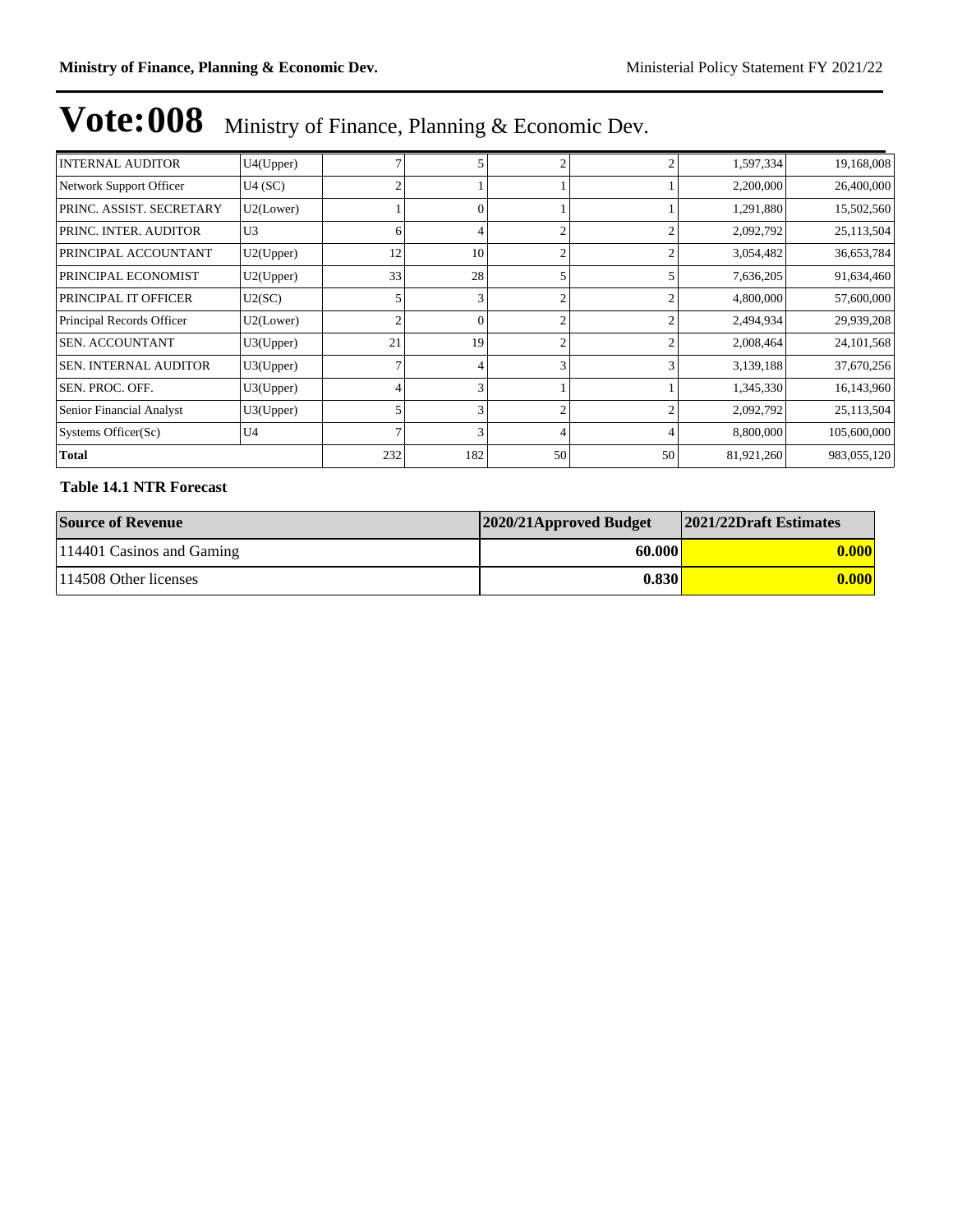# Vote:008 Ministry of Finance, Planning & Economic Dev.

| | | | | | | | |
|---|---|---|---|---|---|---|---|
| INTERNAL AUDITOR | U4(Upper) | 7 | 5 | 2 | 2 | 1,597,334 | 19,168,008 |
| Network Support Officer | U4 (SC) | 2 | 1 | 1 | 1 | 2,200,000 | 26,400,000 |
| PRINC. ASSIST. SECRETARY | U2(Lower) | 1 | 0 | 1 | 1 | 1,291,880 | 15,502,560 |
| PRINC. INTER. AUDITOR | U3 | 6 | 4 | 2 | 2 | 2,092,792 | 25,113,504 |
| PRINCIPAL ACCOUNTANT | U2(Upper) | 12 | 10 | 2 | 2 | 3,054,482 | 36,653,784 |
| PRINCIPAL ECONOMIST | U2(Upper) | 33 | 28 | 5 | 5 | 7,636,205 | 91,634,460 |
| PRINCIPAL IT OFFICER | U2(SC) | 5 | 3 | 2 | 2 | 4,800,000 | 57,600,000 |
| Principal Records Officer | U2(Lower) | 2 | 0 | 2 | 2 | 2,494,934 | 29,939,208 |
| SEN. ACCOUNTANT | U3(Upper) | 21 | 19 | 2 | 2 | 2,008,464 | 24,101,568 |
| SEN. INTERNAL AUDITOR | U3(Upper) | 7 | 4 | 3 | 3 | 3,139,188 | 37,670,256 |
| SEN. PROC. OFF. | U3(Upper) | 4 | 3 | 1 | 1 | 1,345,330 | 16,143,960 |
| Senior Financial Analyst | U3(Upper) | 5 | 3 | 2 | 2 | 2,092,792 | 25,113,504 |
| Systems Officer(Sc) | U4 | 7 | 3 | 4 | 4 | 8,800,000 | 105,600,000 |
| **Total** | | 232 | 182 | 50 | 50 | 81,921,260 | 983,055,120 |

**Table 14.1 NTR Forecast**

| Source of Revenue | 2020/21Approved Budget | 2021/22Draft Estimates |
|---|---|---|
| 114401 Casinos and Gaming | **60.000** | **0.000** |
| 114508 Other licenses | **0.830** | **0.000** |